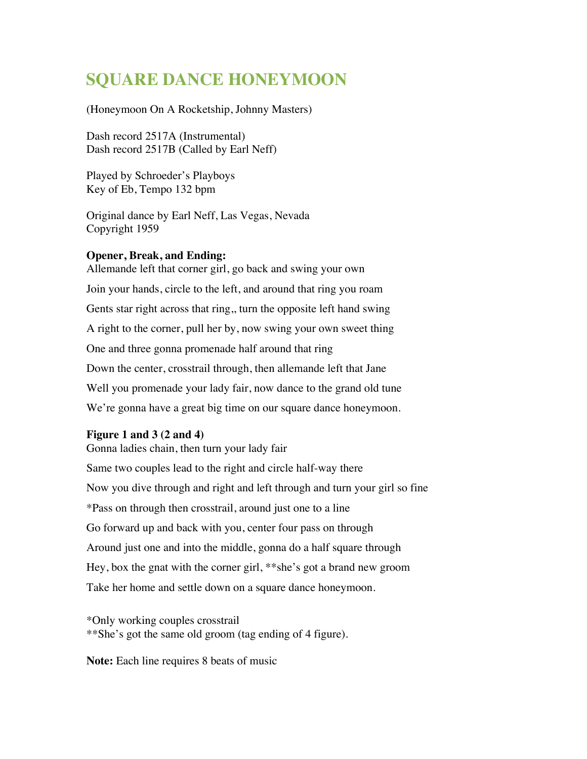# SQUARE DANCE HONEYMOON

(Honeymoon On A Rocketship, Johnny Masters)

Dash record 2517A (Instrumental)
Dash record 2517B (Called by Earl Neff)

Played by Schroeder's Playboys
Key of Eb, Tempo 132 bpm

Original dance by Earl Neff, Las Vegas, Nevada
Copyright 1959

**Opener, Break, and Ending:**

Allemande left that corner girl, go back and swing your own

Join your hands, circle to the left, and around that ring you roam

Gents star right across that ring,, turn the opposite left hand swing

A right to the corner, pull her by, now swing your own sweet thing

One and three gonna promenade half around that ring

Down the center, crosstrail through, then allemande left that Jane

Well you promenade your lady fair, now dance to the grand old tune

We're gonna have a great big time on our square dance honeymoon.

**Figure 1 and 3 (2 and 4)**

Gonna ladies chain, then turn your lady fair

Same two couples lead to the right and circle half-way there

Now you dive through and right and left through and turn your girl so fine

*Pass on through then crosstrail, around just one to a line

Go forward up and back with you, center four pass on through

Around just one and into the middle, gonna do a half square through

Hey, box the gnat with the corner girl, **she's got a brand new groom

Take her home and settle down on a square dance honeymoon.

*Only working couples crosstrail
**She's got the same old groom (tag ending of 4 figure).

**Note:** Each line requires 8 beats of music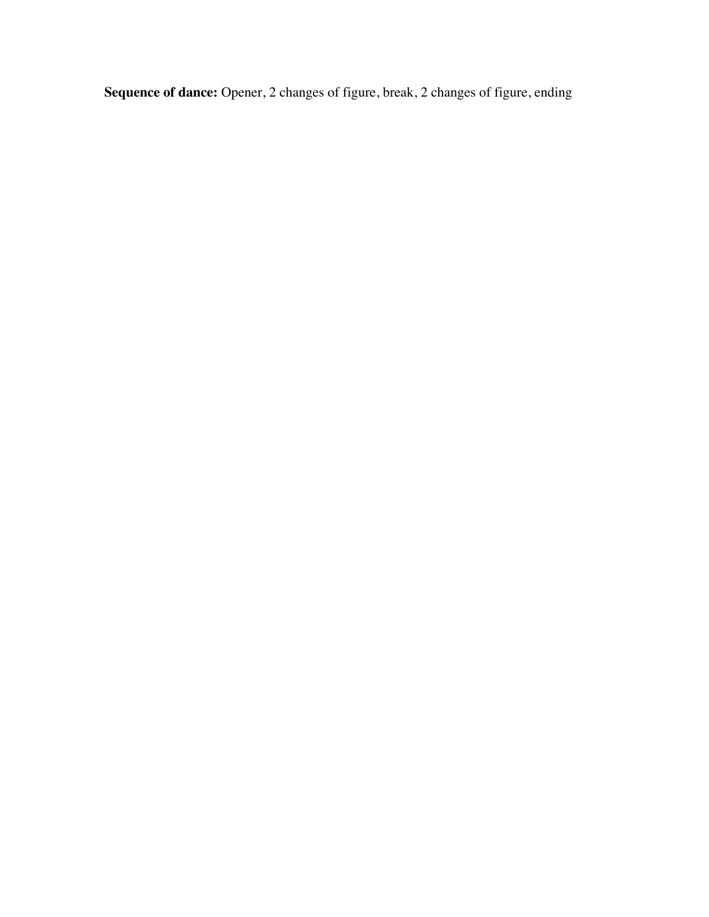**Sequence of dance:** Opener, 2 changes of figure, break, 2 changes of figure, ending